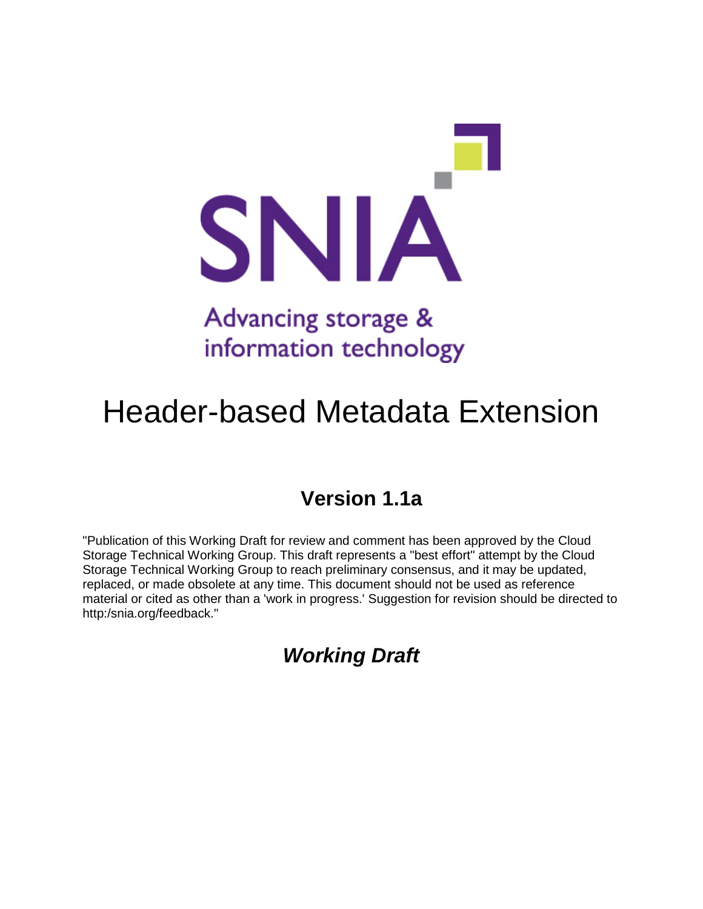SNIA

Advancing storage & information technology

# Header-based Metadata Extension

## Version 1.1a

"Publication of this Working Draft for review and comment has been approved by the Cloud Storage Technical Working Group. This draft represents a "best effort" attempt by the Cloud Storage Technical Working Group to reach preliminary consensus, and it may be updated, replaced, or made obsolete at any time. This document should not be used as reference material or cited as other than a 'work in progress.' Suggestion for revision should be directed to http:/snia.org/feedback."

## *Working Draft*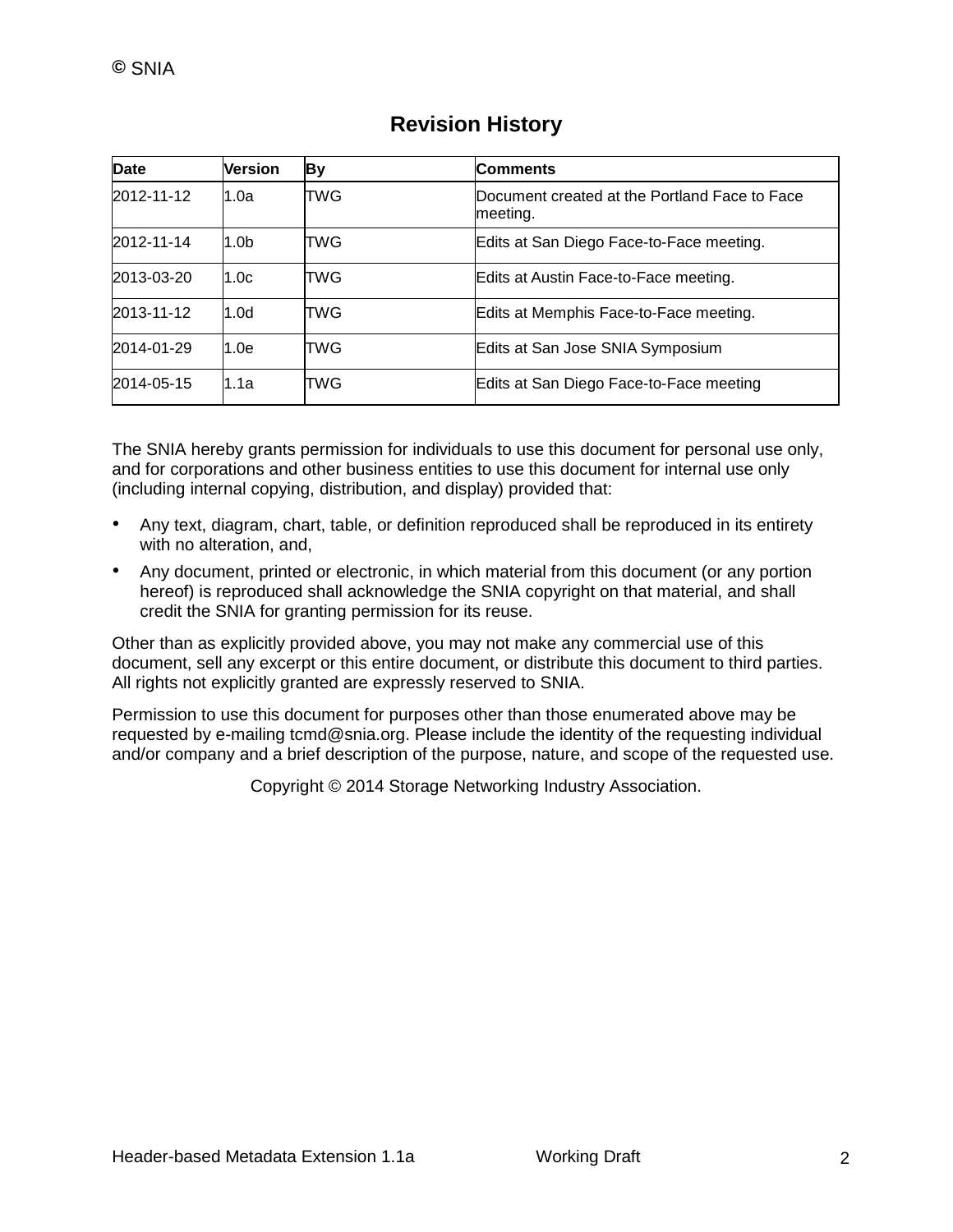## Revision History

| Date | Version | By | Comments |
|---|---|---|---|
| 2012-11-12 | 1.0a | TWG | Document created at the Portland Face to Face meeting. |
| 2012-11-14 | 1.0b | TWG | Edits at San Diego Face-to-Face meeting. |
| 2013-03-20 | 1.0c | TWG | Edits at Austin Face-to-Face meeting. |
| 2013-11-12 | 1.0d | TWG | Edits at Memphis Face-to-Face meeting. |
| 2014-01-29 | 1.0e | TWG | Edits at San Jose SNIA Symposium |
| 2014-05-15 | 1.1a | TWG | Edits at San Diego Face-to-Face meeting |

The SNIA hereby grants permission for individuals to use this document for personal use only, and for corporations and other business entities to use this document for internal use only (including internal copying, distribution, and display) provided that:

- Any text, diagram, chart, table, or definition reproduced shall be reproduced in its entirety with no alteration, and,
- Any document, printed or electronic, in which material from this document (or any portion hereof) is reproduced shall acknowledge the SNIA copyright on that material, and shall credit the SNIA for granting permission for its reuse.

Other than as explicitly provided above, you may not make any commercial use of this document, sell any excerpt or this entire document, or distribute this document to third parties. All rights not explicitly granted are expressly reserved to SNIA.

Permission to use this document for purposes other than those enumerated above may be requested by e-mailing tcmd@snia.org. Please include the identity of the requesting individual and/or company and a brief description of the purpose, nature, and scope of the requested use.

Copyright © 2014 Storage Networking Industry Association.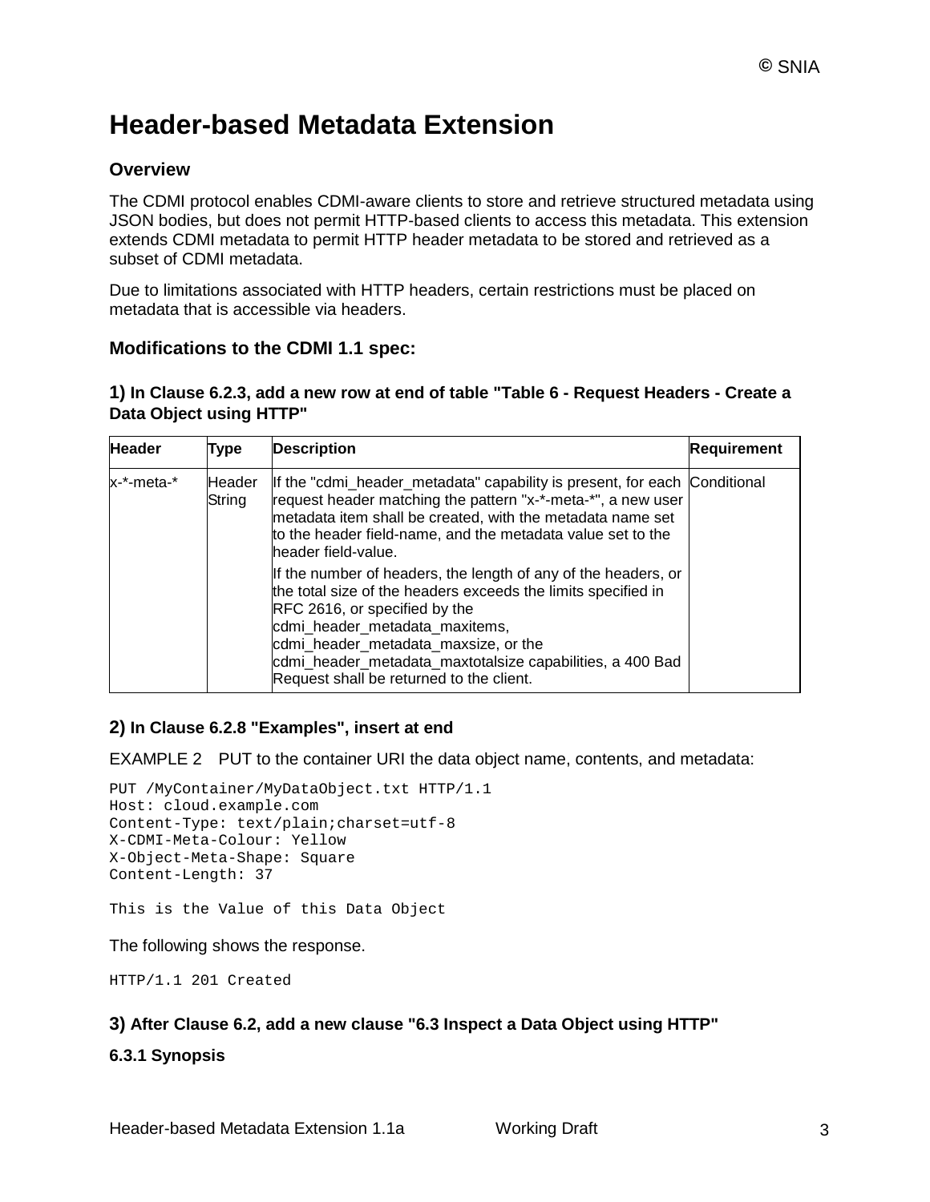# Header-based Metadata Extension

## Overview

The CDMI protocol enables CDMI-aware clients to store and retrieve structured metadata using JSON bodies, but does not permit HTTP-based clients to access this metadata. This extension extends CDMI metadata to permit HTTP header metadata to be stored and retrieved as a subset of CDMI metadata.

Due to limitations associated with HTTP headers, certain restrictions must be placed on metadata that is accessible via headers.

## Modifications to the CDMI 1.1 spec:

### 1) In Clause 6.2.3, add a new row at end of table "Table 6 - Request Headers - Create a Data Object using HTTP"

| Header | Type | Description | Requirement |
|---|---|---|---|
| x-*-meta-* | Header String | If the "cdmi_header_metadata" capability is present, for each request header matching the pattern "x-*-meta-*", a new user metadata item shall be created, with the metadata name set to the header field-name, and the metadata value set to the header field-value.<br><br>If the number of headers, the length of any of the headers, or the total size of the headers exceeds the limits specified in RFC 2616, or specified by the cdmi_header_metadata_maxitems, cdmi_header_metadata_maxsize, or the cdmi_header_metadata_maxtotalsize capabilities, a 400 Bad Request shall be returned to the client. | Conditional |

### 2) In Clause 6.2.8 "Examples", insert at end

EXAMPLE 2 PUT to the container URI the data object name, contents, and metadata:

```
PUT /MyContainer/MyDataObject.txt HTTP/1.1
Host: cloud.example.com
Content-Type: text/plain;charset=utf-8
X-CDMI-Meta-Colour: Yellow
X-Object-Meta-Shape: Square
Content-Length: 37

This is the Value of this Data Object
```

The following shows the response.

```
HTTP/1.1 201 Created
```

### 3) After Clause 6.2, add a new clause "6.3 Inspect a Data Object using HTTP"

#### 6.3.1 Synopsis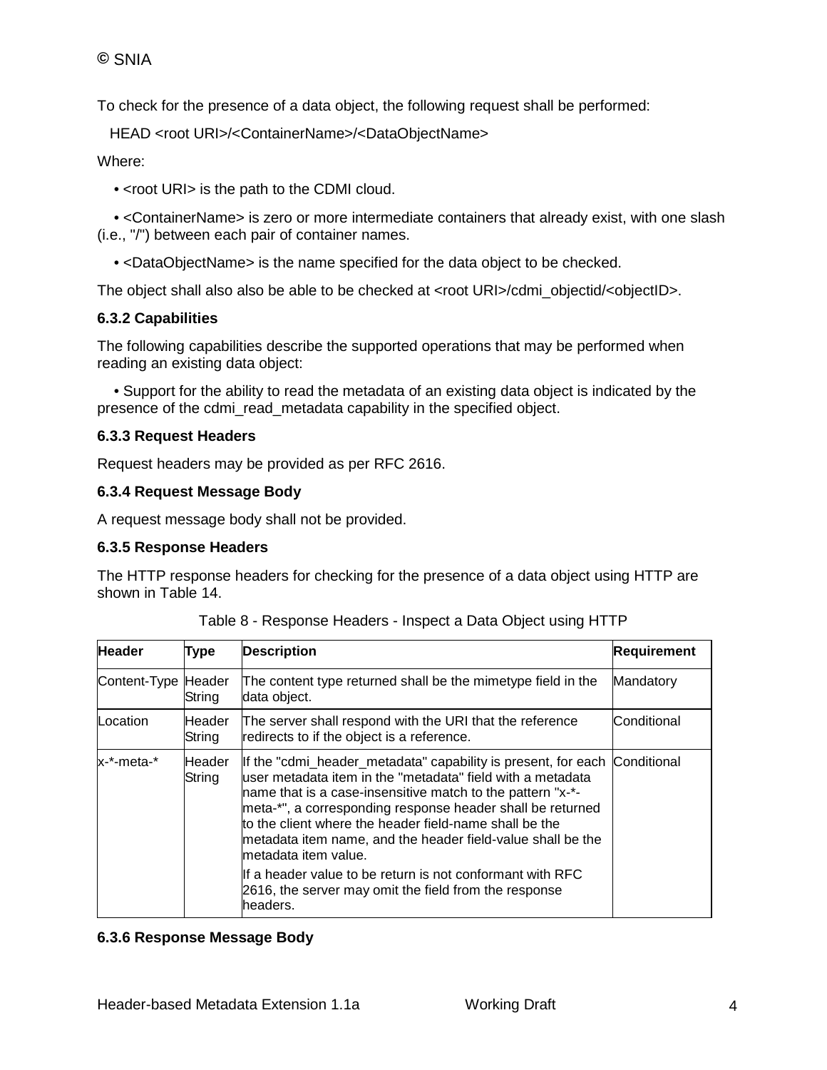To check for the presence of a data object, the following request shall be performed:

```
HEAD <root URI>/<ContainerName>/<DataObjectName>
```

Where:

- <root URI> is the path to the CDMI cloud.
- <ContainerName> is zero or more intermediate containers that already exist, with one slash (i.e., "/") between each pair of container names.
- <DataObjectName> is the name specified for the data object to be checked.

The object shall also also be able to be checked at <root URI>/cdmi_objectid/<objectID>.

### 6.3.2 Capabilities

The following capabilities describe the supported operations that may be performed when reading an existing data object:

- Support for the ability to read the metadata of an existing data object is indicated by the presence of the cdmi_read_metadata capability in the specified object.

### 6.3.3 Request Headers

Request headers may be provided as per RFC 2616.

### 6.3.4 Request Message Body

A request message body shall not be provided.

### 6.3.5 Response Headers

The HTTP response headers for checking for the presence of a data object using HTTP are shown in Table 14.

Table 8 - Response Headers - Inspect a Data Object using HTTP

| Header | Type | Description | Requirement |
|---|---|---|---|
| Content-Type | Header String | The content type returned shall be the mimetype field in the data object. | Mandatory |
| Location | Header String | The server shall respond with the URI that the reference redirects to if the object is a reference. | Conditional |
| x-*-meta-* | Header String | If the "cdmi_header_metadata" capability is present, for each user metadata item in the "metadata" field with a metadata name that is a case-insensitive match to the pattern "x-*-meta-*", a corresponding response header shall be returned to the client where the header field-name shall be the metadata item name, and the header field-value shall be the metadata item value.<br><br>If a header value to be return is not conformant with RFC 2616, the server may omit the field from the response headers. | Conditional |

### 6.3.6 Response Message Body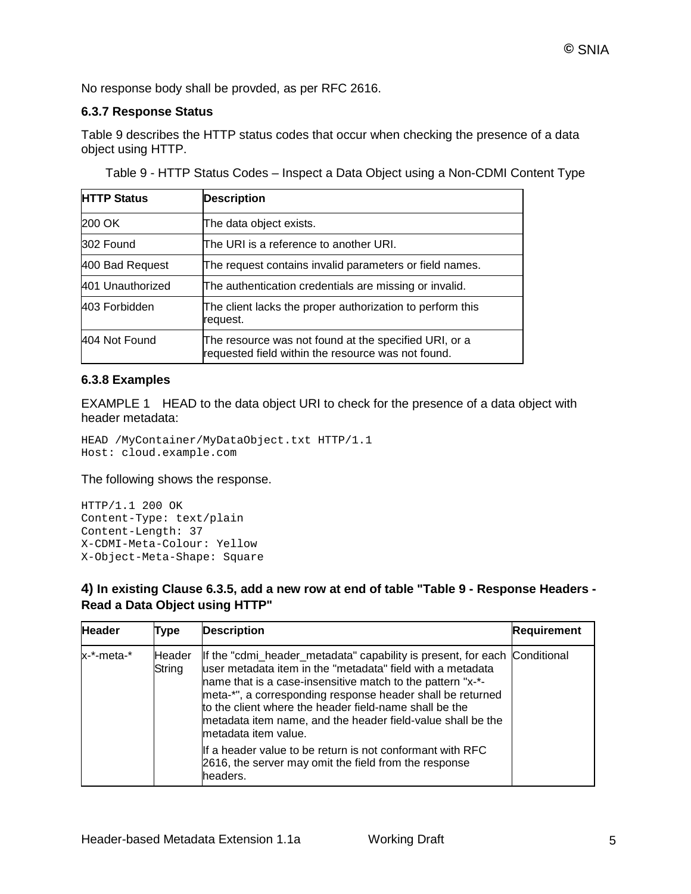No response body shall be provded, as per RFC 2616.

### 6.3.7 Response Status

Table 9 describes the HTTP status codes that occur when checking the presence of a data object using HTTP.

Table 9 - HTTP Status Codes – Inspect a Data Object using a Non-CDMI Content Type

| HTTP Status | Description |
|---|---|
| 200 OK | The data object exists. |
| 302 Found | The URI is a reference to another URI. |
| 400 Bad Request | The request contains invalid parameters or field names. |
| 401 Unauthorized | The authentication credentials are missing or invalid. |
| 403 Forbidden | The client lacks the proper authorization to perform this request. |
| 404 Not Found | The resource was not found at the specified URI, or a requested field within the resource was not found. |

### 6.3.8 Examples

EXAMPLE 1 HEAD to the data object URI to check for the presence of a data object with header metadata:

```
HEAD /MyContainer/MyDataObject.txt HTTP/1.1
Host: cloud.example.com
```

The following shows the response.

```
HTTP/1.1 200 OK
Content-Type: text/plain
Content-Length: 37
X-CDMI-Meta-Colour: Yellow
X-Object-Meta-Shape: Square
```

**4) In existing Clause 6.3.5, add a new row at end of table "Table 9 - Response Headers - Read a Data Object using HTTP"**

| Header | Type | Description | Requirement |
|---|---|---|---|
| x-*-meta-* | Header String | If the "cdmi_header_metadata" capability is present, for each user metadata item in the "metadata" field with a metadata name that is a case-insensitive match to the pattern "x-*-meta-*", a corresponding response header shall be returned to the client where the header field-name shall be the metadata item name, and the header field-value shall be the metadata item value.<br><br>If a header value to be return is not conformant with RFC 2616, the server may omit the field from the response headers. | Conditional |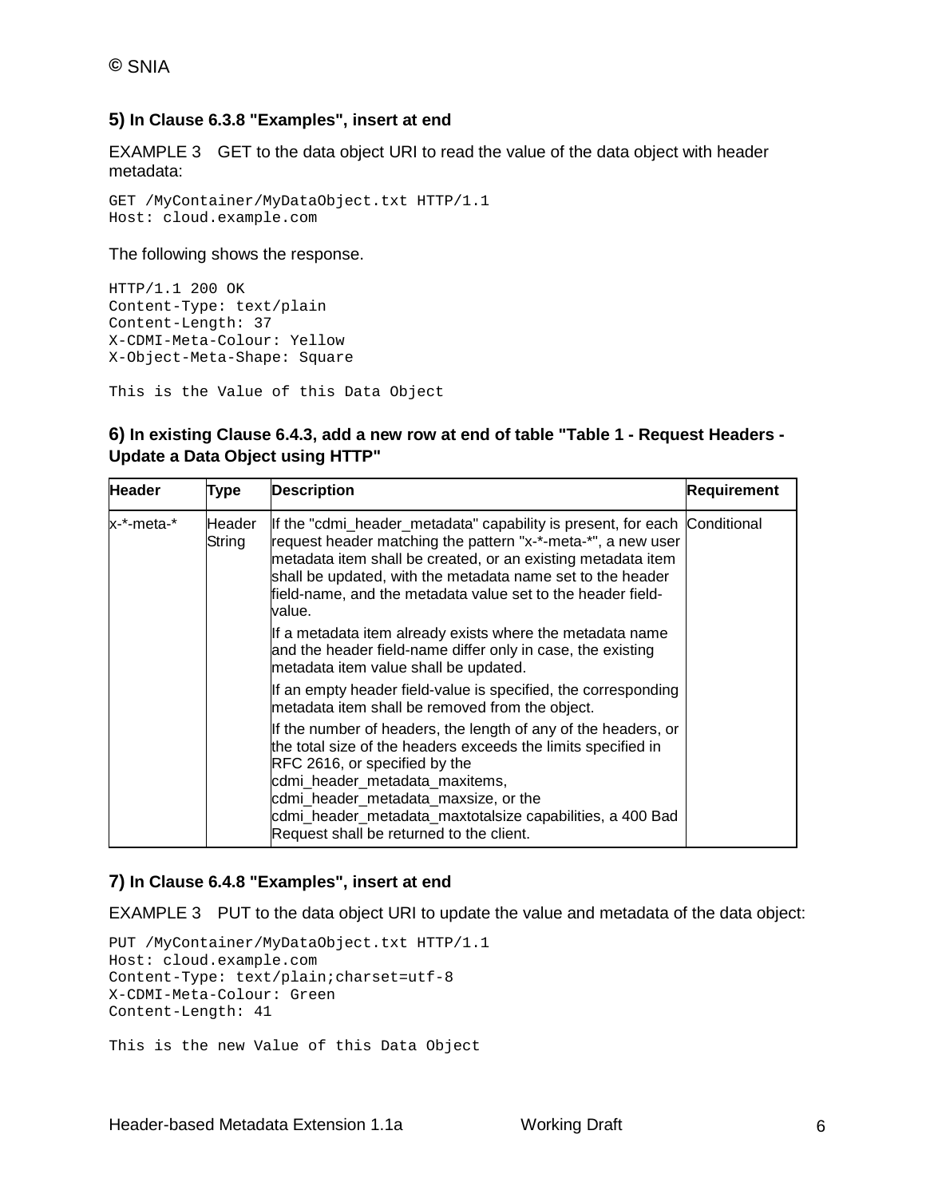### 5) In Clause 6.3.8 "Examples", insert at end

EXAMPLE 3    GET to the data object URI to read the value of the data object with header metadata:

```
GET /MyContainer/MyDataObject.txt HTTP/1.1
Host: cloud.example.com
```

The following shows the response.

```
HTTP/1.1 200 OK
Content-Type: text/plain
Content-Length: 37
X-CDMI-Meta-Colour: Yellow
X-Object-Meta-Shape: Square

This is the Value of this Data Object
```

### 6) In existing Clause 6.4.3, add a new row at end of table "Table 1 - Request Headers - Update a Data Object using HTTP"

| Header | Type | Description | Requirement |
|---|---|---|---|
| x-*-meta-* | Header String | If the "cdmi_header_metadata" capability is present, for each request header matching the pattern "x-*-meta-*", a new user metadata item shall be created, or an existing metadata item shall be updated, with the metadata name set to the header field-name, and the metadata value set to the header field-value.<br><br>If a metadata item already exists where the metadata name and the header field-name differ only in case, the existing metadata item value shall be updated.<br><br>If an empty header field-value is specified, the corresponding metadata item shall be removed from the object.<br><br>If the number of headers, the length of any of the headers, or the total size of the headers exceeds the limits specified in RFC 2616, or specified by the cdmi_header_metadata_maxitems, cdmi_header_metadata_maxsize, or the cdmi_header_metadata_maxtotalsize capabilities, a 400 Bad Request shall be returned to the client. | Conditional |

### 7) In Clause 6.4.8 "Examples", insert at end

EXAMPLE 3    PUT to the data object URI to update the value and metadata of the data object:

```
PUT /MyContainer/MyDataObject.txt HTTP/1.1
Host: cloud.example.com
Content-Type: text/plain;charset=utf-8
X-CDMI-Meta-Colour: Green
Content-Length: 41

This is the new Value of this Data Object
```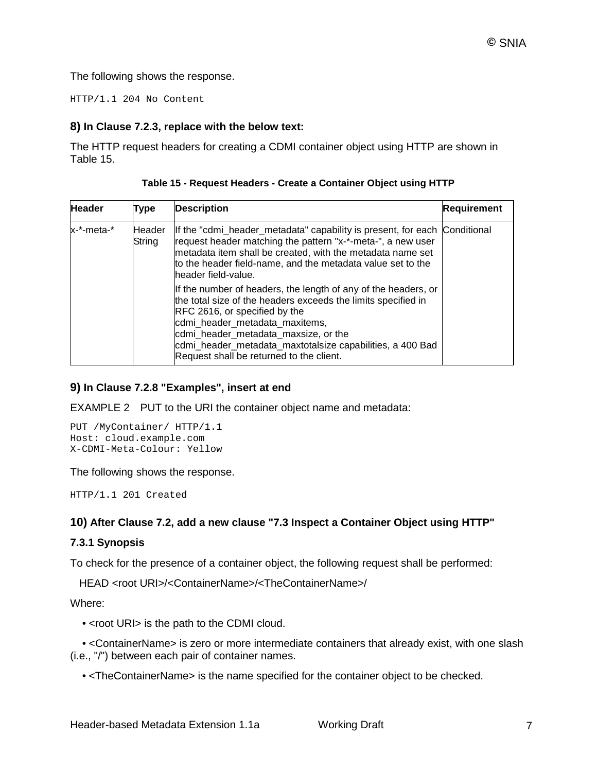The following shows the response.

```
HTTP/1.1 204 No Content
```

### **8)** In Clause 7.2.3, replace with the below text:

The HTTP request headers for creating a CDMI container object using HTTP are shown in Table 15.

**Table 15 - Request Headers - Create a Container Object using HTTP**

| Header | Type | Description | Requirement |
|---|---|---|---|
| x-*-meta-* | Header String | If the "cdmi_header_metadata" capability is present, for each request header matching the pattern "x-*-meta-", a new user metadata item shall be created, with the metadata name set to the header field-name, and the metadata value set to the header field-value.<br><br>If the number of headers, the length of any of the headers, or the total size of the headers exceeds the limits specified in RFC 2616, or specified by the cdmi_header_metadata_maxitems, cdmi_header_metadata_maxsize, or the cdmi_header_metadata_maxtotalsize capabilities, a 400 Bad Request shall be returned to the client. | Conditional |

### **9)** In Clause 7.2.8 "Examples", insert at end

EXAMPLE 2    PUT to the URI the container object name and metadata:

```
PUT /MyContainer/ HTTP/1.1
Host: cloud.example.com
X-CDMI-Meta-Colour: Yellow
```

The following shows the response.

```
HTTP/1.1 201 Created
```

### **10)** After Clause 7.2, add a new clause "7.3 Inspect a Container Object using HTTP"

#### 7.3.1 Synopsis

To check for the presence of a container object, the following request shall be performed:

HEAD <root URI>/<ContainerName>/<TheContainerName>/

Where:

- <root URI> is the path to the CDMI cloud.
- <ContainerName> is zero or more intermediate containers that already exist, with one slash (i.e., "/") between each pair of container names.
- <TheContainerName> is the name specified for the container object to be checked.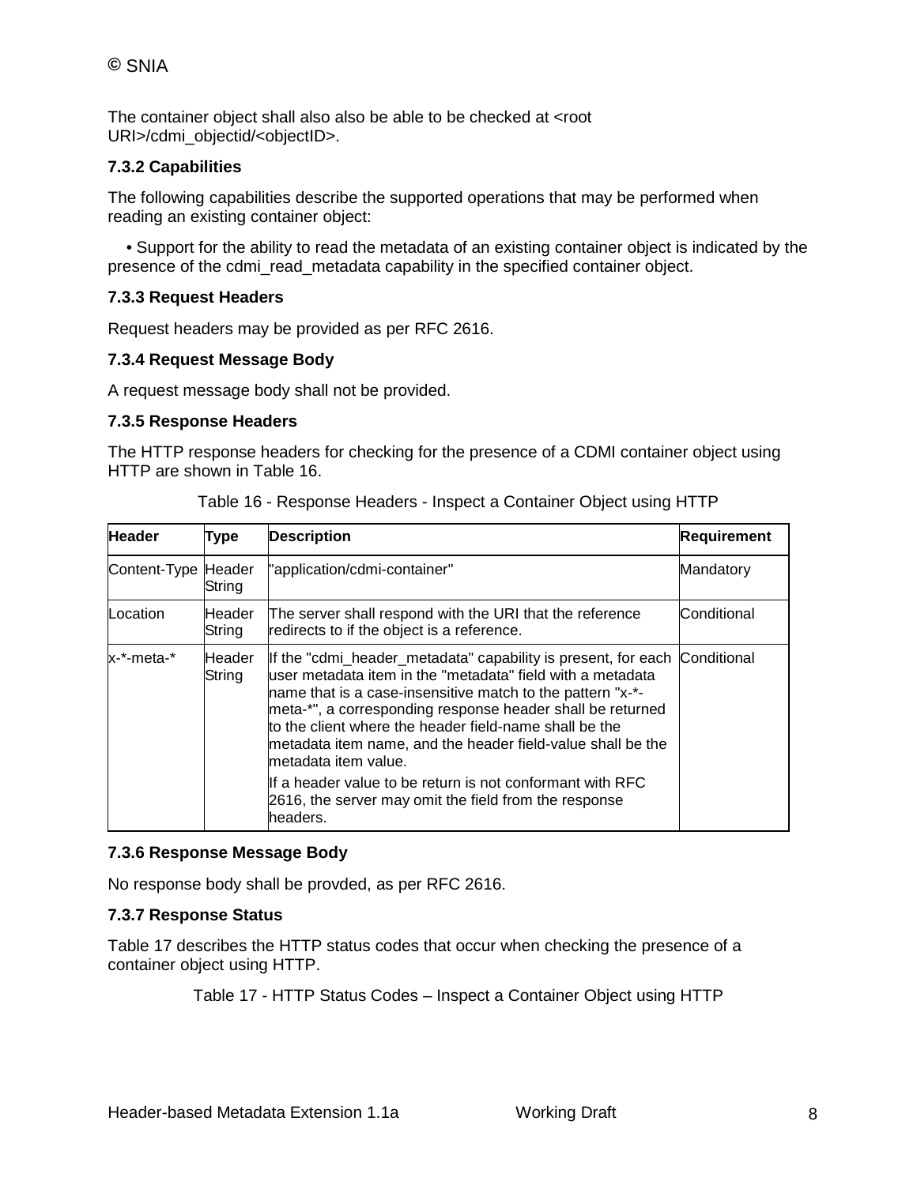The container object shall also also be able to check at <root URI>/cdmi_objectid/<objectID>.

### 7.3.2 Capabilities

The following capabilities describe the supported operations that may be performed when reading an existing container object:

- Support for the ability to read the metadata of an existing container object is indicated by the presence of the cdmi_read_metadata capability in the specified container object.

### 7.3.3 Request Headers

Request headers may be provided as per RFC 2616.

### 7.3.4 Request Message Body

A request message body shall not be provided.

### 7.3.5 Response Headers

The HTTP response headers for checking for the presence of a CDMI container object using HTTP are shown in Table 16.

Table 16 - Response Headers - Inspect a Container Object using HTTP

| Header | Type | Description | Requirement |
| --- | --- | --- | --- |
| Content-Type | Header String | "application/cdmi-container" | Mandatory |
| Location | Header String | The server shall respond with the URI that the reference redirects to if the object is a reference. | Conditional |
| x-*-meta-* | Header String | If the "cdmi_header_metadata" capability is present, for each user metadata item in the "metadata" field with a metadata name that is a case-insensitive match to the pattern "x-*-meta-*", a corresponding response header shall be returned to the client where the header field-name shall be the metadata item name, and the header field-value shall be the metadata item value.<br><br>If a header value to be return is not conformant with RFC 2616, the server may omit the field from the response headers. | Conditional |

### 7.3.6 Response Message Body

No response body shall be provded, as per RFC 2616.

### 7.3.7 Response Status

Table 17 describes the HTTP status codes that occur when checking the presence of a container object using HTTP.

Table 17 - HTTP Status Codes – Inspect a Container Object using HTTP

The container object shall also also be able to be checked at <root URI>/cdmi_objectid/<objectID>.

### 7.3.2 Capabilities

The following capabilities describe the supported operations that may be performed when reading an existing container object:

- Support for the ability to read the metadata of an existing container object is indicated by the presence of the cdmi_read_metadata capability in the specified container object.

### 7.3.3 Request Headers

Request headers may be provided as per RFC 2616.

### 7.3.4 Request Message Body

A request message body shall not be provided.

### 7.3.5 Response Headers

The HTTP response headers for checking for the presence of a CDMI container object using HTTP are shown in Table 16.

Table 16 - Response Headers - Inspect a Container Object using HTTP

| Header | Type | Description | Requirement |
| --- | --- | --- | --- |
| Content-Type | Header String | "application/cdmi-container" | Mandatory |
| Location | Header String | The server shall respond with the URI that the reference redirects to if the object is a reference. | Conditional |
| x-*-meta-* | Header String | If the "cdmi_header_metadata" capability is present, for each user metadata item in the "metadata" field with a metadata name that is a case-insensitive match to the pattern "x-*-meta-*", a corresponding response header shall be returned to the client where the header field-name shall be the metadata item name, and the header field-value shall be the metadata item value.<br><br>If a header value to be return is not conformant with RFC 2616, the server may omit the field from the response headers. | Conditional |

### 7.3.6 Response Message Body

No response body shall be provded, as per RFC 2616.

### 7.3.7 Response Status

Table 17 describes the HTTP status codes that occur when checking the presence of a container object using HTTP.

Table 17 - HTTP Status Codes – Inspect a Container Object using HTTP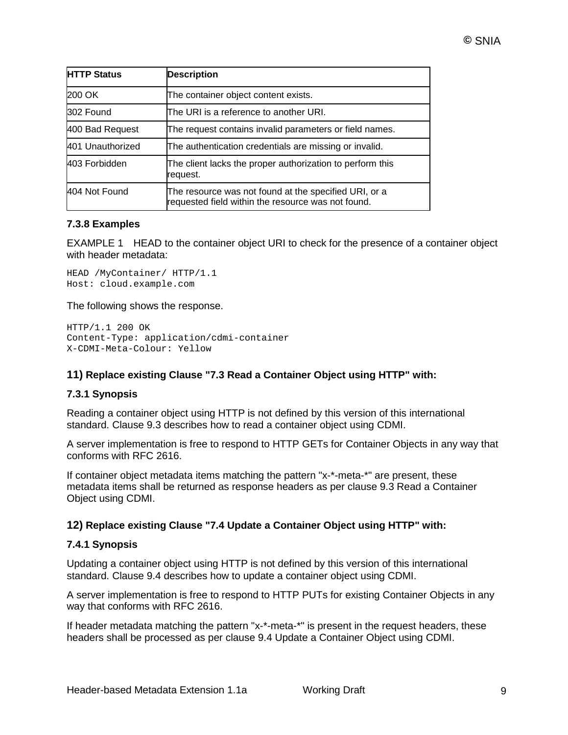| HTTP Status | Description |
| --- | --- |
| 200 OK | The container object content exists. |
| 302 Found | The URI is a reference to another URI. |
| 400 Bad Request | The request contains invalid parameters or field names. |
| 401 Unauthorized | The authentication credentials are missing or invalid. |
| 403 Forbidden | The client lacks the proper authorization to perform this request. |
| 404 Not Found | The resource was not found at the specified URI, or a requested field within the resource was not found. |

### 7.3.8 Examples

EXAMPLE 1 HEAD to the container object URI to check for the presence of a container object with header metadata:

```
HEAD /MyContainer/ HTTP/1.1
Host: cloud.example.com
```

The following shows the response.

```
HTTP/1.1 200 OK
Content-Type: application/cdmi-container
X-CDMI-Meta-Colour: Yellow
```

### 11) Replace existing Clause "7.3 Read a Container Object using HTTP" with:

### 7.3.1 Synopsis

Reading a container object using HTTP is not defined by this version of this international standard. Clause 9.3 describes how to read a container object using CDMI.

A server implementation is free to respond to HTTP GETs for Container Objects in any way that conforms with RFC 2616.

If container object metadata items matching the pattern "x-*-meta-*" are present, these metadata items shall be returned as response headers as per clause 9.3 Read a Container Object using CDMI.

### 12) Replace existing Clause "7.4 Update a Container Object using HTTP" with:

### 7.4.1 Synopsis

Updating a container object using HTTP is not defined by this version of this international standard. Clause 9.4 describes how to update a container object using CDMI.

A server implementation is free to respond to HTTP PUTs for existing Container Objects in any way that conforms with RFC 2616.

If header metadata matching the pattern "x-*-meta-*" is present in the request headers, these headers shall be processed as per clause 9.4 Update a Container Object using CDMI.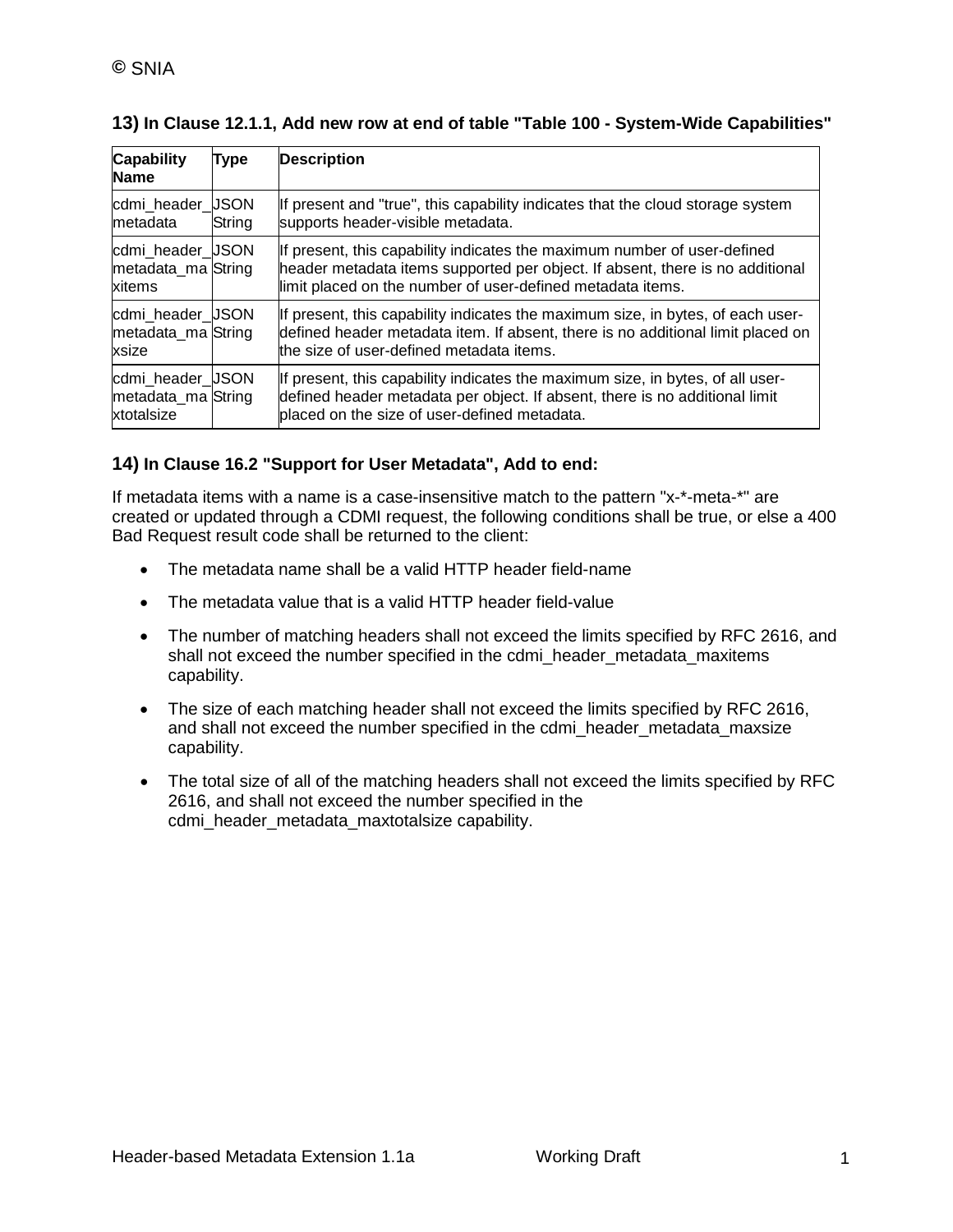**13) In Clause 12.1.1, Add new row at end of table "Table 100 - System-Wide Capabilities"**

| Capability Name | Type | Description |
|---|---|---|
| cdmi_header_metadata | JSON String | If present and "true", this capability indicates that the cloud storage system supports header-visible metadata. |
| cdmi_header_metadata_maxitems | JSON String | If present, this capability indicates the maximum number of user-defined header metadata items supported per object. If absent, there is no additional limit placed on the number of user-defined metadata items. |
| cdmi_header_metadata_maxsize | JSON String | If present, this capability indicates the maximum size, in bytes, of each user-defined header metadata item. If absent, there is no additional limit placed on the size of user-defined metadata items. |
| cdmi_header_metadata_maxtotalsize | JSON String | If present, this capability indicates the maximum size, in bytes, of all user-defined header metadata per object. If absent, there is no additional limit placed on the size of user-defined metadata. |

**14) In Clause 16.2 "Support for User Metadata", Add to end:**

If metadata items with a name is a case-insensitive match to the pattern "x-*-meta-*" are created or updated through a CDMI request, the following conditions shall be true, or else a 400 Bad Request result code shall be returned to the client:

- The metadata name shall be a valid HTTP header field-name
- The metadata value that is a valid HTTP header field-value
- The number of matching headers shall not exceed the limits specified by RFC 2616, and shall not exceed the number specified in the cdmi_header_metadata_maxitems capability.
- The size of each matching header shall not exceed the limits specified by RFC 2616, and shall not exceed the number specified in the cdmi_header_metadata_maxsize capability.
- The total size of all of the matching headers shall not exceed the limits specified by RFC 2616, and shall not exceed the number specified in the cdmi_header_metadata_maxtotalsize capability.